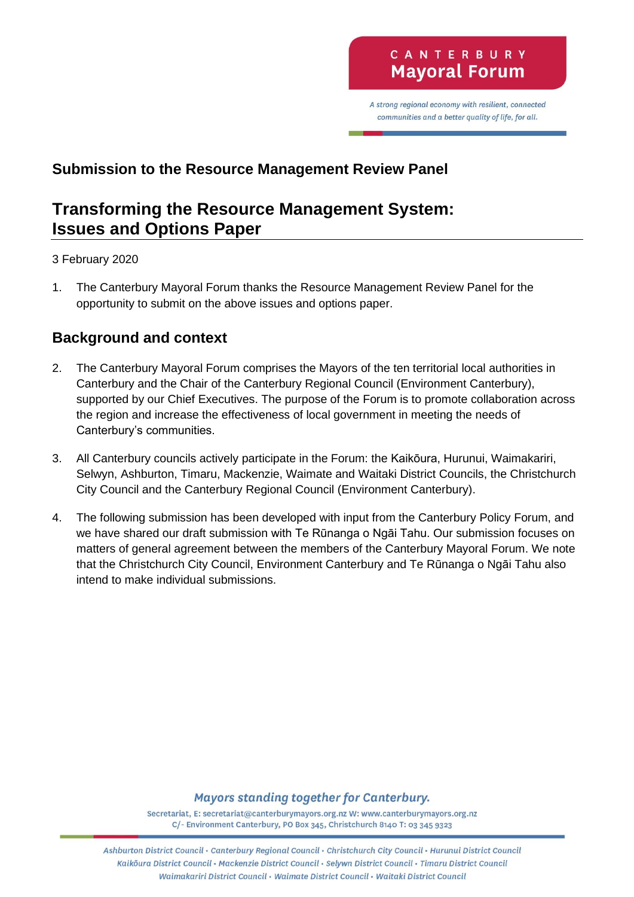**CANTERBURY Mayoral Forum**

*A strong regional economy with resilient, connected communities and a better quality of life, for all.*

## Submission to the Resource Management Review Panel

# Transforming the Resource Management System: Issues and Options Paper

3 February 2020

1. The Canterbury Mayoral Forum thanks the Resource Management Review Panel for the opportunity to submit on the above issues and options paper.

## Background and context

2. The Canterbury Mayoral Forum comprises the Mayors of the ten territorial local authorities in Canterbury and the Chair of the Canterbury Regional Council (Environment Canterbury), supported by our Chief Executives. The purpose of the Forum is to promote collaboration across the region and increase the effectiveness of local government in meeting the needs of Canterbury's communities.

3. All Canterbury councils actively participate in the Forum: the Kaikōura, Hurunui, Waimakariri, Selwyn, Ashburton, Timaru, Mackenzie, Waimate and Waitaki District Councils, the Christchurch City Council and the Canterbury Regional Council (Environment Canterbury).

4. The following submission has been developed with input from the Canterbury Policy Forum, and we have shared our draft submission with Te Rūnanga o Ngāi Tahu. Our submission focuses on matters of general agreement between the members of the Canterbury Mayoral Forum. We note that the Christchurch City Council, Environment Canterbury and Te Rūnanga o Ngāi Tahu also intend to make individual submissions.

*Mayors standing together for Canterbury.*

Secretariat, E: secretariat@canterburymayors.org.nz W: www.canterburymayors.org.nz
C/- Environment Canterbury, PO Box 345, Christchurch 8140 T: 03 345 9323

*Ashburton District Council • Canterbury Regional Council • Christchurch City Council • Hurunui District Council • Kaikōura District Council • Mackenzie District Council • Selwyn District Council • Timaru District Council • Waimakariri District Council • Waimate District Council • Waitaki District Council*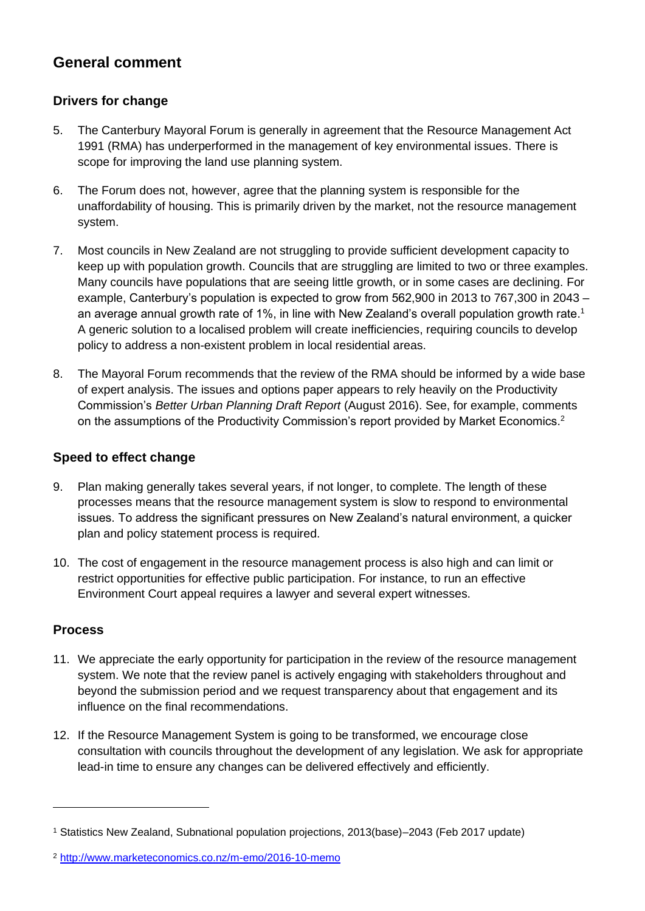## General comment

### Drivers for change

5. The Canterbury Mayoral Forum is generally in agreement that the Resource Management Act 1991 (RMA) has underperformed in the management of key environmental issues. There is scope for improving the land use planning system.

6. The Forum does not, however, agree that the planning system is responsible for the unaffordability of housing. This is primarily driven by the market, not the resource management system.

7. Most councils in New Zealand are not struggling to provide sufficient development capacity to keep up with population growth. Councils that are struggling are limited to two or three examples. Many councils have populations that are seeing little growth, or in some cases are declining. For example, Canterbury's population is expected to grow from 562,900 in 2013 to 767,300 in 2043 – an average annual growth rate of 1%, in line with New Zealand's overall population growth rate.[1] A generic solution to a localised problem will create inefficiencies, requiring councils to develop policy to address a non-existent problem in local residential areas.

8. The Mayoral Forum recommends that the review of the RMA should be informed by a wide base of expert analysis. The issues and options paper appears to rely heavily on the Productivity Commission's *Better Urban Planning Draft Report* (August 2016). See, for example, comments on the assumptions of the Productivity Commission's report provided by Market Economics.[2]

### Speed to effect change

9. Plan making generally takes several years, if not longer, to complete. The length of these processes means that the resource management system is slow to respond to environmental issues. To address the significant pressures on New Zealand's natural environment, a quicker plan and policy statement process is required.

10. The cost of engagement in the resource management process is also high and can limit or restrict opportunities for effective public participation. For instance, to run an effective Environment Court appeal requires a lawyer and several expert witnesses.

### Process

11. We appreciate the early opportunity for participation in the review of the resource management system. We note that the review panel is actively engaging with stakeholders throughout and beyond the submission period and we request transparency about that engagement and its influence on the final recommendations.

12. If the Resource Management System is going to be transformed, we encourage close consultation with councils throughout the development of any legislation. We ask for appropriate lead-in time to ensure any changes can be delivered effectively and efficiently.

---

[1] Statistics New Zealand, Subnational population projections, 2013(base)–2043 (Feb 2017 update)

[2] http://www.marketeconomics.co.nz/m-emo/2016-10-memo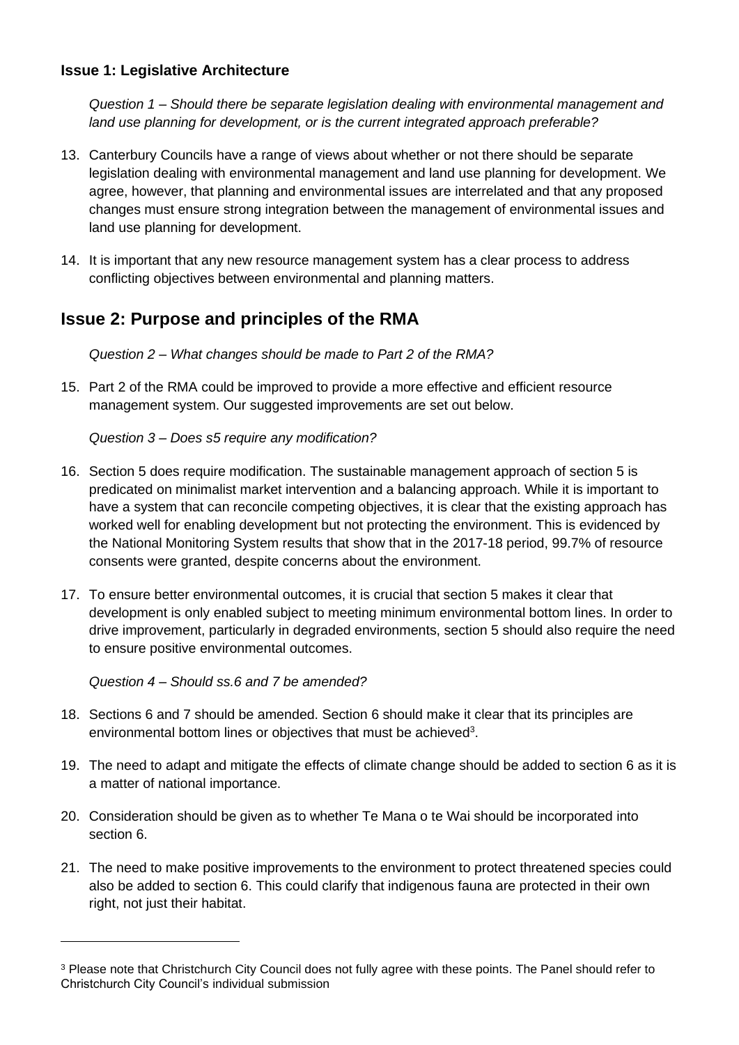**Issue 1: Legislative Architecture**

*Question 1 – Should there be separate legislation dealing with environmental management and land use planning for development, or is the current integrated approach preferable?*

13. Canterbury Councils have a range of views about whether or not there should be separate legislation dealing with environmental management and land use planning for development. We agree, however, that planning and environmental issues are interrelated and that any proposed changes must ensure strong integration between the management of environmental issues and land use planning for development.

14. It is important that any new resource management system has a clear process to address conflicting objectives between environmental and planning matters.

## Issue 2: Purpose and principles of the RMA

*Question 2 – What changes should be made to Part 2 of the RMA?*

15. Part 2 of the RMA could be improved to provide a more effective and efficient resource management system. Our suggested improvements are set out below.

*Question 3 – Does s5 require any modification?*

16. Section 5 does require modification. The sustainable management approach of section 5 is predicated on minimalist market intervention and a balancing approach. While it is important to have a system that can reconcile competing objectives, it is clear that the existing approach has worked well for enabling development but not protecting the environment. This is evidenced by the National Monitoring System results that show that in the 2017-18 period, 99.7% of resource consents were granted, despite concerns about the environment.

17. To ensure better environmental outcomes, it is crucial that section 5 makes it clear that development is only enabled subject to meeting minimum environmental bottom lines. In order to drive improvement, particularly in degraded environments, section 5 should also require the need to ensure positive environmental outcomes.

*Question 4 – Should ss.6 and 7 be amended?*

18. Sections 6 and 7 should be amended. Section 6 should make it clear that its principles are environmental bottom lines or objectives that must be achieved[3].

19. The need to adapt and mitigate the effects of climate change should be added to section 6 as it is a matter of national importance.

20. Consideration should be given as to whether Te Mana o te Wai should be incorporated into section 6.

21. The need to make positive improvements to the environment to protect threatened species could also be added to section 6. This could clarify that indigenous fauna are protected in their own right, not just their habitat.

---

[3] Please note that Christchurch City Council does not fully agree with these points. The Panel should refer to Christchurch City Council's individual submission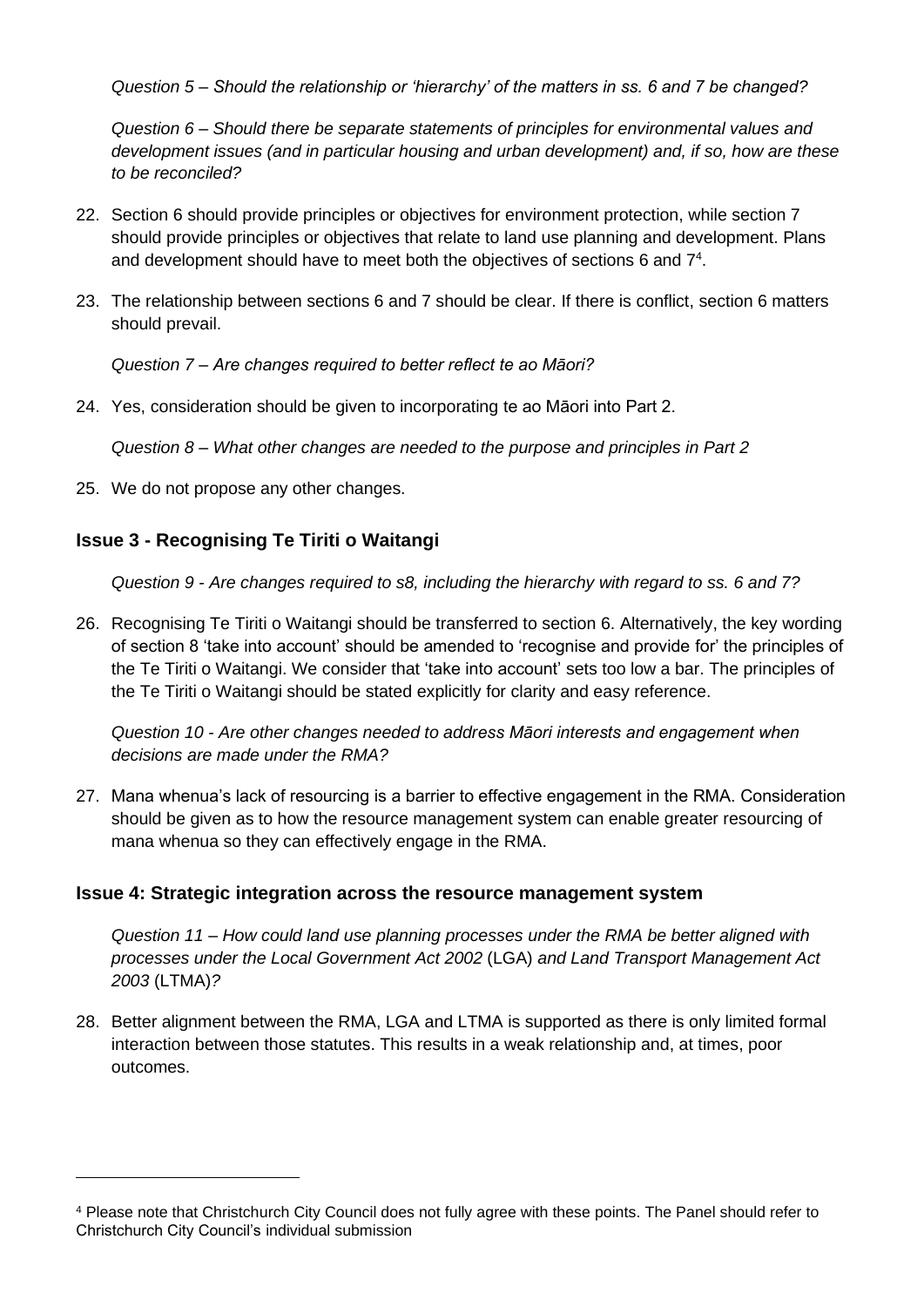*Question 5 – Should the relationship or 'hierarchy' of the matters in ss. 6 and 7 be changed?*

*Question 6 – Should there be separate statements of principles for environmental values and development issues (and in particular housing and urban development) and, if so, how are these to be reconciled?*

22. Section 6 should provide principles or objectives for environment protection, while section 7 should provide principles or objectives that relate to land use planning and development. Plans and development should have to meet both the objectives of sections 6 and 7[4].

23. The relationship between sections 6 and 7 should be clear. If there is conflict, section 6 matters should prevail.

*Question 7 – Are changes required to better reflect te ao Māori?*

24. Yes, consideration should be given to incorporating te ao Māori into Part 2.

*Question 8 – What other changes are needed to the purpose and principles in Part 2*

25. We do not propose any other changes.

### Issue 3 - Recognising Te Tiriti o Waitangi

*Question 9 - Are changes required to s8, including the hierarchy with regard to ss. 6 and 7?*

26. Recognising Te Tiriti o Waitangi should be transferred to section 6. Alternatively, the key wording of section 8 'take into account' should be amended to 'recognise and provide for' the principles of the Te Tiriti o Waitangi. We consider that 'take into account' sets too low a bar. The principles of the Te Tiriti o Waitangi should be stated explicitly for clarity and easy reference.

*Question 10 - Are other changes needed to address Māori interests and engagement when decisions are made under the RMA?*

27. Mana whenua's lack of resourcing is a barrier to effective engagement in the RMA. Consideration should be given as to how the resource management system can enable greater resourcing of mana whenua so they can effectively engage in the RMA.

### Issue 4: Strategic integration across the resource management system

*Question 11 – How could land use planning processes under the RMA be better aligned with processes under the Local Government Act 2002* (LGA) *and Land Transport Management Act 2003* (LTMA)*?*

28. Better alignment between the RMA, LGA and LTMA is supported as there is only limited formal interaction between those statutes. This results in a weak relationship and, at times, poor outcomes.

---

[4] Please note that Christchurch City Council does not fully agree with these points. The Panel should refer to Christchurch City Council's individual submission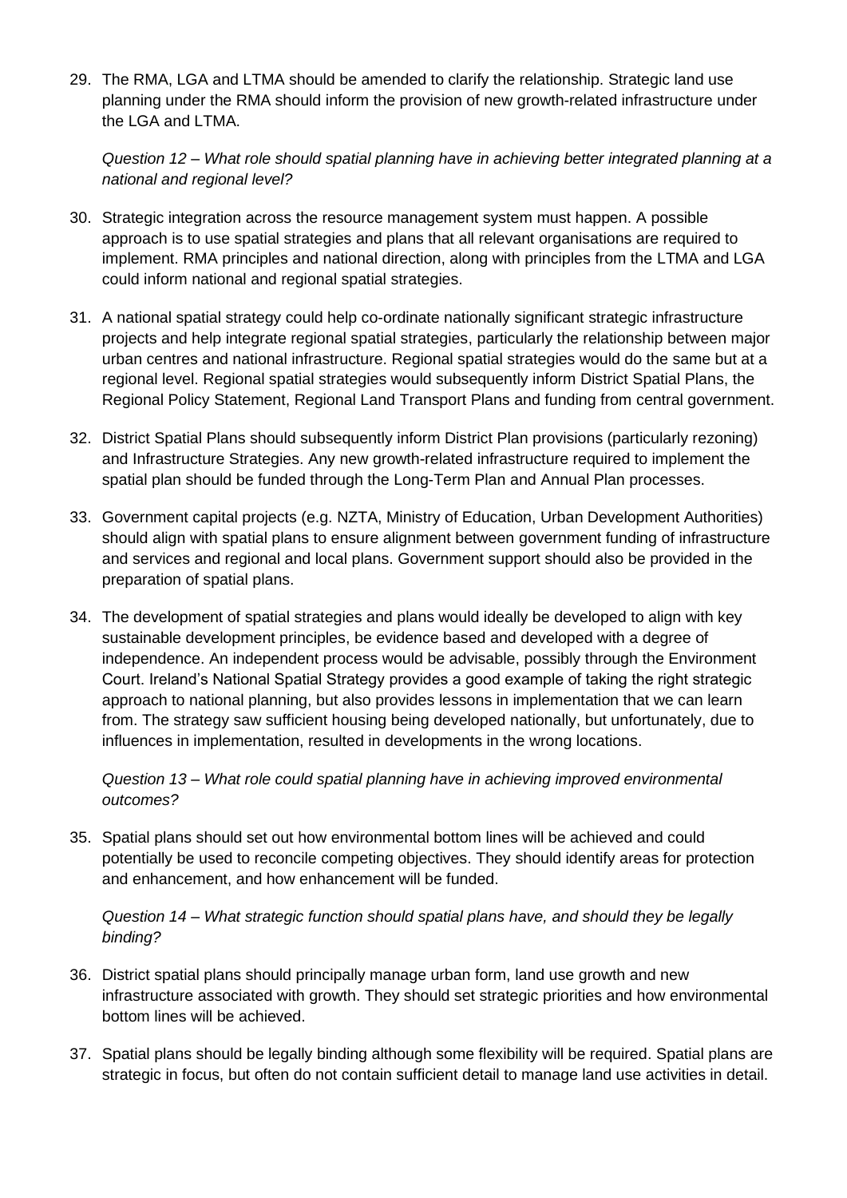29. The RMA, LGA and LTMA should be amended to clarify the relationship. Strategic land use planning under the RMA should inform the provision of new growth-related infrastructure under the LGA and LTMA.

*Question 12 – What role should spatial planning have in achieving better integrated planning at a national and regional level?*

30. Strategic integration across the resource management system must happen. A possible approach is to use spatial strategies and plans that all relevant organisations are required to implement. RMA principles and national direction, along with principles from the LTMA and LGA could inform national and regional spatial strategies.

31. A national spatial strategy could help co-ordinate nationally significant strategic infrastructure projects and help integrate regional spatial strategies, particularly the relationship between major urban centres and national infrastructure. Regional spatial strategies would do the same but at a regional level. Regional spatial strategies would subsequently inform District Spatial Plans, the Regional Policy Statement, Regional Land Transport Plans and funding from central government.

32. District Spatial Plans should subsequently inform District Plan provisions (particularly rezoning) and Infrastructure Strategies. Any new growth-related infrastructure required to implement the spatial plan should be funded through the Long-Term Plan and Annual Plan processes.

33. Government capital projects (e.g. NZTA, Ministry of Education, Urban Development Authorities) should align with spatial plans to ensure alignment between government funding of infrastructure and services and regional and local plans. Government support should also be provided in the preparation of spatial plans.

34. The development of spatial strategies and plans would ideally be developed to align with key sustainable development principles, be evidence based and developed with a degree of independence. An independent process would be advisable, possibly through the Environment Court. Ireland's National Spatial Strategy provides a good example of taking the right strategic approach to national planning, but also provides lessons in implementation that we can learn from. The strategy saw sufficient housing being developed nationally, but unfortunately, due to influences in implementation, resulted in developments in the wrong locations.

*Question 13 – What role could spatial planning have in achieving improved environmental outcomes?*

35. Spatial plans should set out how environmental bottom lines will be achieved and could potentially be used to reconcile competing objectives. They should identify areas for protection and enhancement, and how enhancement will be funded.

*Question 14 – What strategic function should spatial plans have, and should they be legally binding?*

36. District spatial plans should principally manage urban form, land use growth and new infrastructure associated with growth. They should set strategic priorities and how environmental bottom lines will be achieved.

37. Spatial plans should be legally binding although some flexibility will be required. Spatial plans are strategic in focus, but often do not contain sufficient detail to manage land use activities in detail.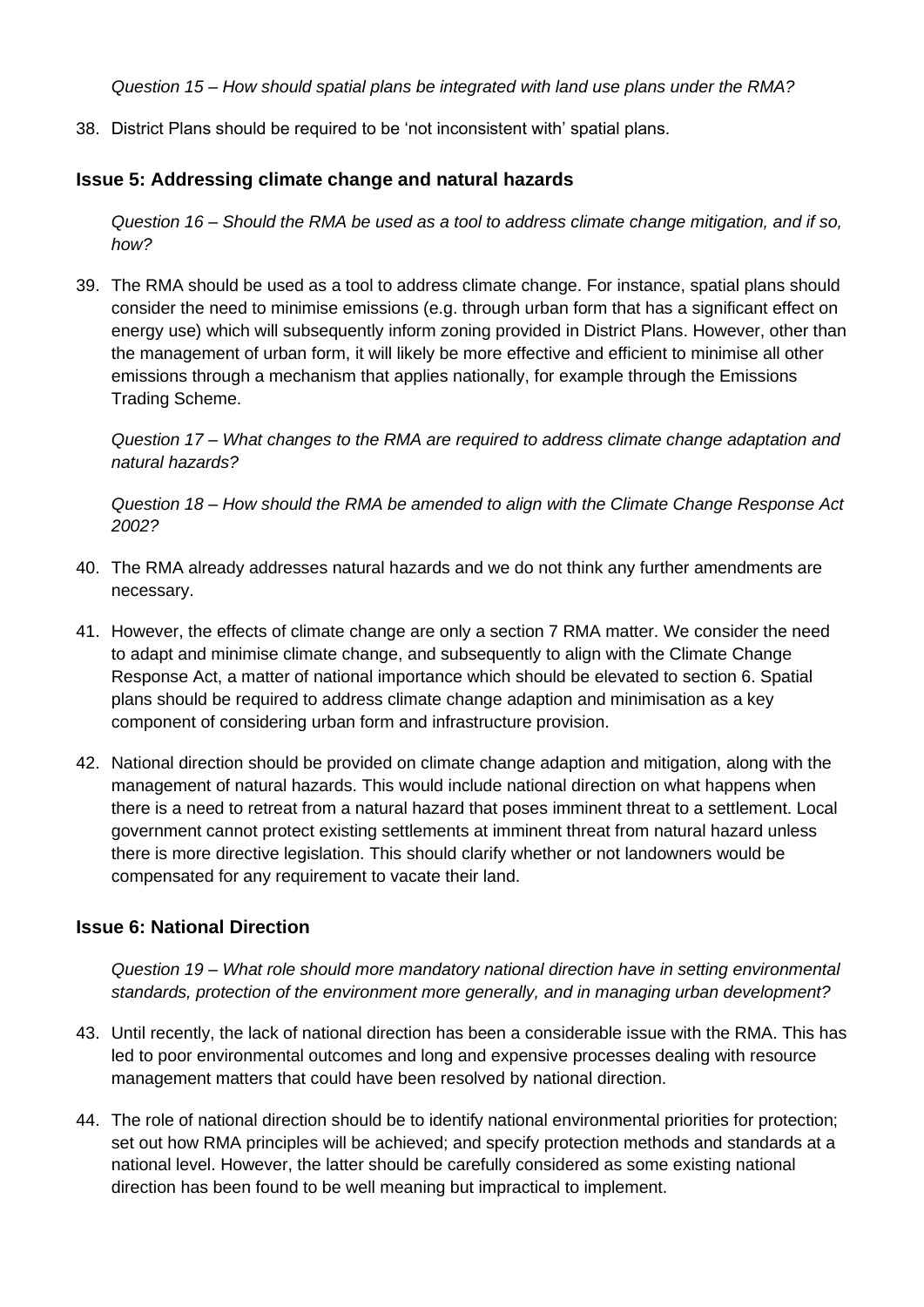*Question 15 – How should spatial plans be integrated with land use plans under the RMA?*

38. District Plans should be required to be 'not inconsistent with' spatial plans.

### Issue 5: Addressing climate change and natural hazards

*Question 16 – Should the RMA be used as a tool to address climate change mitigation, and if so, how?*

39. The RMA should be used as a tool to address climate change. For instance, spatial plans should consider the need to minimise emissions (e.g. through urban form that has a significant effect on energy use) which will subsequently inform zoning provided in District Plans. However, other than the management of urban form, it will likely be more effective and efficient to minimise all other emissions through a mechanism that applies nationally, for example through the Emissions Trading Scheme.

*Question 17 – What changes to the RMA are required to address climate change adaptation and natural hazards?*

*Question 18 – How should the RMA be amended to align with the Climate Change Response Act 2002?*

40. The RMA already addresses natural hazards and we do not think any further amendments are necessary.

41. However, the effects of climate change are only a section 7 RMA matter. We consider the need to adapt and minimise climate change, and subsequently to align with the Climate Change Response Act, a matter of national importance which should be elevated to section 6. Spatial plans should be required to address climate change adaption and minimisation as a key component of considering urban form and infrastructure provision.

42. National direction should be provided on climate change adaption and mitigation, along with the management of natural hazards. This would include national direction on what happens when there is a need to retreat from a natural hazard that poses imminent threat to a settlement. Local government cannot protect existing settlements at imminent threat from natural hazard unless there is more directive legislation. This should clarify whether or not landowners would be compensated for any requirement to vacate their land.

### Issue 6: National Direction

*Question 19 – What role should more mandatory national direction have in setting environmental standards, protection of the environment more generally, and in managing urban development?*

43. Until recently, the lack of national direction has been a considerable issue with the RMA. This has led to poor environmental outcomes and long and expensive processes dealing with resource management matters that could have been resolved by national direction.

44. The role of national direction should be to identify national environmental priorities for protection; set out how RMA principles will be achieved; and specify protection methods and standards at a national level. However, the latter should be carefully considered as some existing national direction has been found to be well meaning but impractical to implement.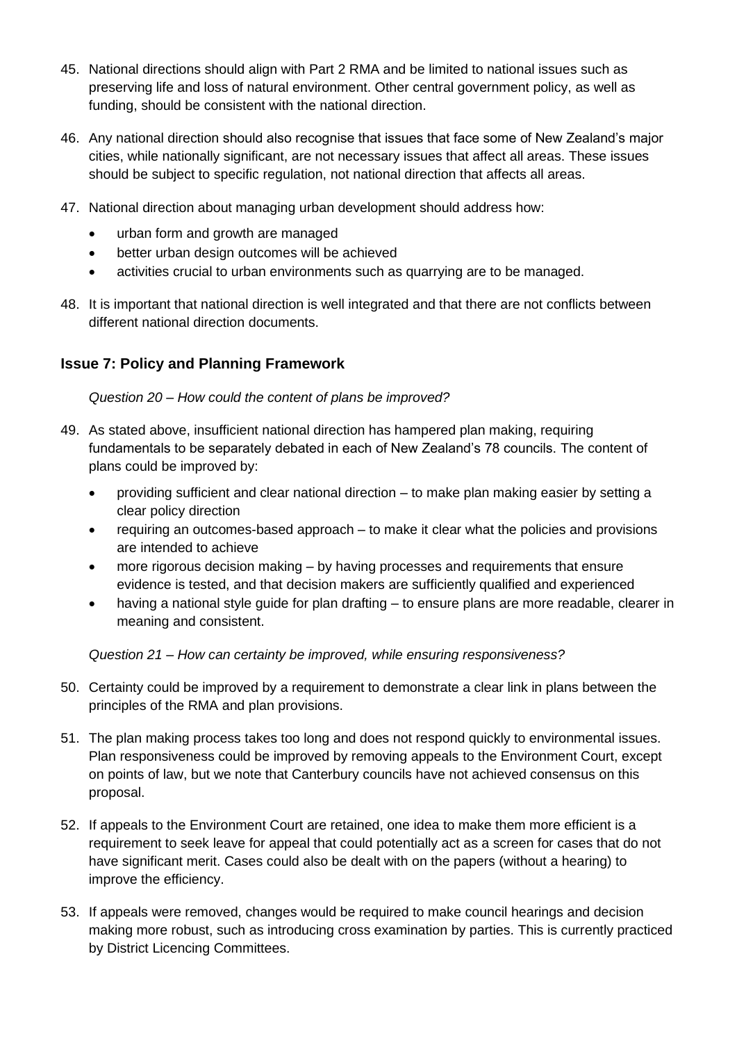45. National directions should align with Part 2 RMA and be limited to national issues such as preserving life and loss of natural environment. Other central government policy, as well as funding, should be consistent with the national direction.

46. Any national direction should also recognise that issues that face some of New Zealand's major cities, while nationally significant, are not necessary issues that affect all areas. These issues should be subject to specific regulation, not national direction that affects all areas.

47. National direction about managing urban development should address how:
    - urban form and growth are managed
    - better urban design outcomes will be achieved
    - activities crucial to urban environments such as quarrying are to be managed.

48. It is important that national direction is well integrated and that there are not conflicts between different national direction documents.

### Issue 7: Policy and Planning Framework

*Question 20 – How could the content of plans be improved?*

49. As stated above, insufficient national direction has hampered plan making, requiring fundamentals to be separately debated in each of New Zealand's 78 councils. The content of plans could be improved by:
    - providing sufficient and clear national direction – to make plan making easier by setting a clear policy direction
    - requiring an outcomes-based approach – to make it clear what the policies and provisions are intended to achieve
    - more rigorous decision making – by having processes and requirements that ensure evidence is tested, and that decision makers are sufficiently qualified and experienced
    - having a national style guide for plan drafting – to ensure plans are more readable, clearer in meaning and consistent.

*Question 21 – How can certainty be improved, while ensuring responsiveness?*

50. Certainty could be improved by a requirement to demonstrate a clear link in plans between the principles of the RMA and plan provisions.

51. The plan making process takes too long and does not respond quickly to environmental issues. Plan responsiveness could be improved by removing appeals to the Environment Court, except on points of law, but we note that Canterbury councils have not achieved consensus on this proposal.

52. If appeals to the Environment Court are retained, one idea to make them more efficient is a requirement to seek leave for appeal that could potentially act as a screen for cases that do not have significant merit. Cases could also be dealt with on the papers (without a hearing) to improve the efficiency.

53. If appeals were removed, changes would be required to make council hearings and decision making more robust, such as introducing cross examination by parties. This is currently practiced by District Licencing Committees.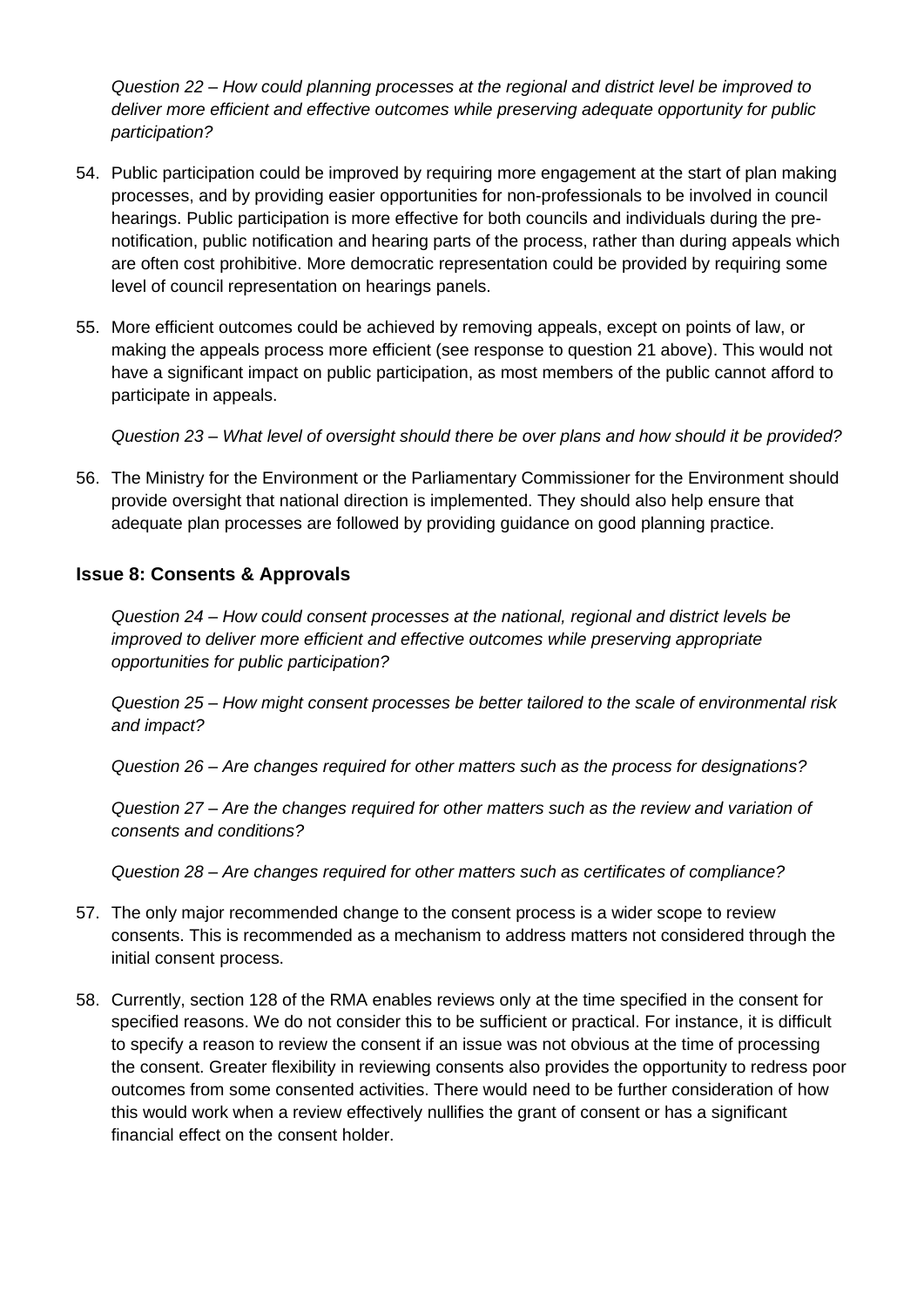*Question 22 – How could planning processes at the regional and district level be improved to deliver more efficient and effective outcomes while preserving adequate opportunity for public participation?*

54. Public participation could be improved by requiring more engagement at the start of plan making processes, and by providing easier opportunities for non-professionals to be involved in council hearings. Public participation is more effective for both councils and individuals during the pre-notification, public notification and hearing parts of the process, rather than during appeals which are often cost prohibitive. More democratic representation could be provided by requiring some level of council representation on hearings panels.

55. More efficient outcomes could be achieved by removing appeals, except on points of law, or making the appeals process more efficient (see response to question 21 above). This would not have a significant impact on public participation, as most members of the public cannot afford to participate in appeals.

*Question 23 – What level of oversight should there be over plans and how should it be provided?*

56. The Ministry for the Environment or the Parliamentary Commissioner for the Environment should provide oversight that national direction is implemented. They should also help ensure that adequate plan processes are followed by providing guidance on good planning practice.

### Issue 8: Consents & Approvals

*Question 24 – How could consent processes at the national, regional and district levels be improved to deliver more efficient and effective outcomes while preserving appropriate opportunities for public participation?*

*Question 25 – How might consent processes be better tailored to the scale of environmental risk and impact?*

*Question 26 – Are changes required for other matters such as the process for designations?*

*Question 27 – Are the changes required for other matters such as the review and variation of consents and conditions?*

*Question 28 – Are changes required for other matters such as certificates of compliance?*

57. The only major recommended change to the consent process is a wider scope to review consents. This is recommended as a mechanism to address matters not considered through the initial consent process.

58. Currently, section 128 of the RMA enables reviews only at the time specified in the consent for specified reasons. We do not consider this to be sufficient or practical. For instance, it is difficult to specify a reason to review the consent if an issue was not obvious at the time of processing the consent. Greater flexibility in reviewing consents also provides the opportunity to redress poor outcomes from some consented activities. There would need to be further consideration of how this would work when a review effectively nullifies the grant of consent or has a significant financial effect on the consent holder.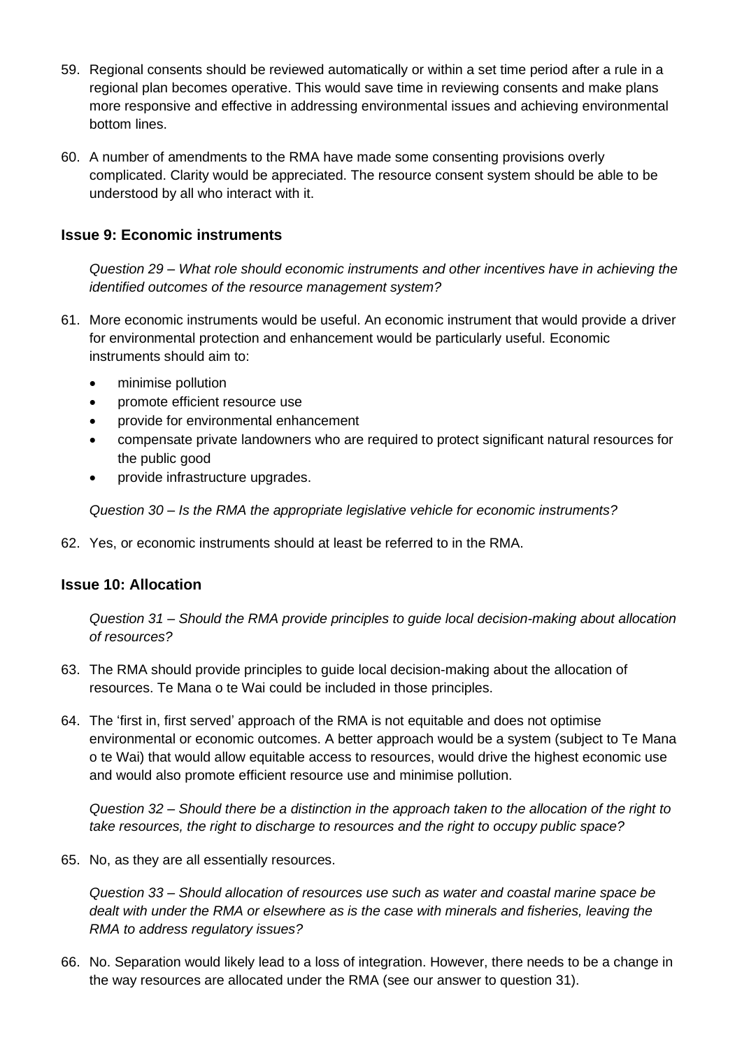59. Regional consents should be reviewed automatically or within a set time period after a rule in a regional plan becomes operative. This would save time in reviewing consents and make plans more responsive and effective in addressing environmental issues and achieving environmental bottom lines.

60. A number of amendments to the RMA have made some consenting provisions overly complicated. Clarity would be appreciated. The resource consent system should be able to be understood by all who interact with it.

### Issue 9: Economic instruments

*Question 29 – What role should economic instruments and other incentives have in achieving the identified outcomes of the resource management system?*

61. More economic instruments would be useful. An economic instrument that would provide a driver for environmental protection and enhancement would be particularly useful. Economic instruments should aim to:

    - minimise pollution
    - promote efficient resource use
    - provide for environmental enhancement
    - compensate private landowners who are required to protect significant natural resources for the public good
    - provide infrastructure upgrades.

*Question 30 – Is the RMA the appropriate legislative vehicle for economic instruments?*

62. Yes, or economic instruments should at least be referred to in the RMA.

### Issue 10: Allocation

*Question 31 – Should the RMA provide principles to guide local decision-making about allocation of resources?*

63. The RMA should provide principles to guide local decision-making about the allocation of resources. Te Mana o te Wai could be included in those principles.

64. The 'first in, first served' approach of the RMA is not equitable and does not optimise environmental or economic outcomes. A better approach would be a system (subject to Te Mana o te Wai) that would allow equitable access to resources, would drive the highest economic use and would also promote efficient resource use and minimise pollution.

*Question 32 – Should there be a distinction in the approach taken to the allocation of the right to take resources, the right to discharge to resources and the right to occupy public space?*

65. No, as they are all essentially resources.

*Question 33 – Should allocation of resources use such as water and coastal marine space be dealt with under the RMA or elsewhere as is the case with minerals and fisheries, leaving the RMA to address regulatory issues?*

66. No. Separation would likely lead to a loss of integration. However, there needs to be a change in the way resources are allocated under the RMA (see our answer to question 31).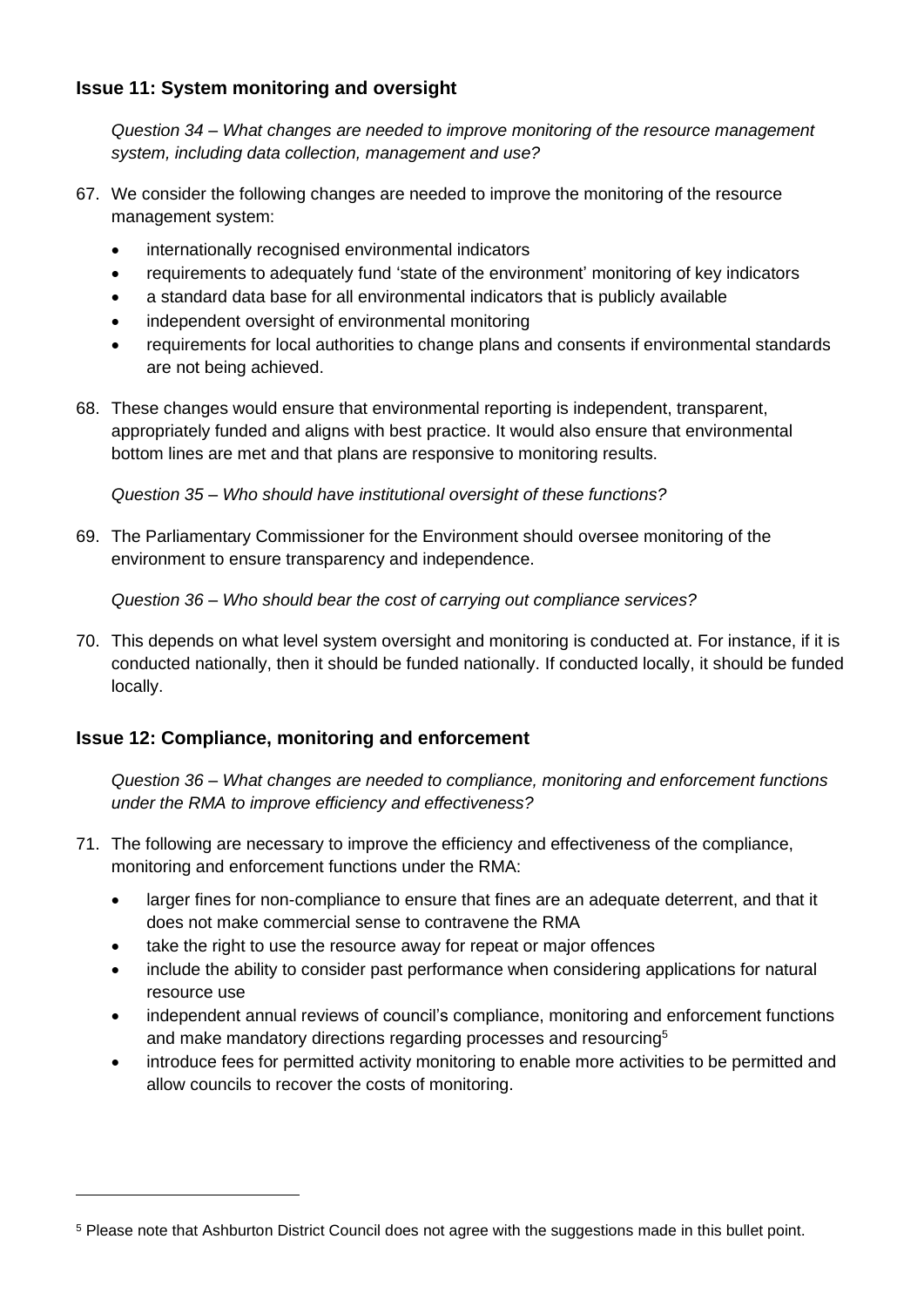### Issue 11: System monitoring and oversight

*Question 34 – What changes are needed to improve monitoring of the resource management system, including data collection, management and use?*

67. We consider the following changes are needed to improve the monitoring of the resource management system:
    - internationally recognised environmental indicators
    - requirements to adequately fund 'state of the environment' monitoring of key indicators
    - a standard data base for all environmental indicators that is publicly available
    - independent oversight of environmental monitoring
    - requirements for local authorities to change plans and consents if environmental standards are not being achieved.

68. These changes would ensure that environmental reporting is independent, transparent, appropriately funded and aligns with best practice. It would also ensure that environmental bottom lines are met and that plans are responsive to monitoring results.

*Question 35 – Who should have institutional oversight of these functions?*

69. The Parliamentary Commissioner for the Environment should oversee monitoring of the environment to ensure transparency and independence.

*Question 36 – Who should bear the cost of carrying out compliance services?*

70. This depends on what level system oversight and monitoring is conducted at. For instance, if it is conducted nationally, then it should be funded nationally. If conducted locally, it should be funded locally.

### Issue 12: Compliance, monitoring and enforcement

*Question 36 – What changes are needed to compliance, monitoring and enforcement functions under the RMA to improve efficiency and effectiveness?*

71. The following are necessary to improve the efficiency and effectiveness of the compliance, monitoring and enforcement functions under the RMA:
    - larger fines for non-compliance to ensure that fines are an adequate deterrent, and that it does not make commercial sense to contravene the RMA
    - take the right to use the resource away for repeat or major offences
    - include the ability to consider past performance when considering applications for natural resource use
    - independent annual reviews of council's compliance, monitoring and enforcement functions and make mandatory directions regarding processes and resourcing[5]
    - introduce fees for permitted activity monitoring to enable more activities to be permitted and allow councils to recover the costs of monitoring.

[5] Please note that Ashburton District Council does not agree with the suggestions made in this bullet point.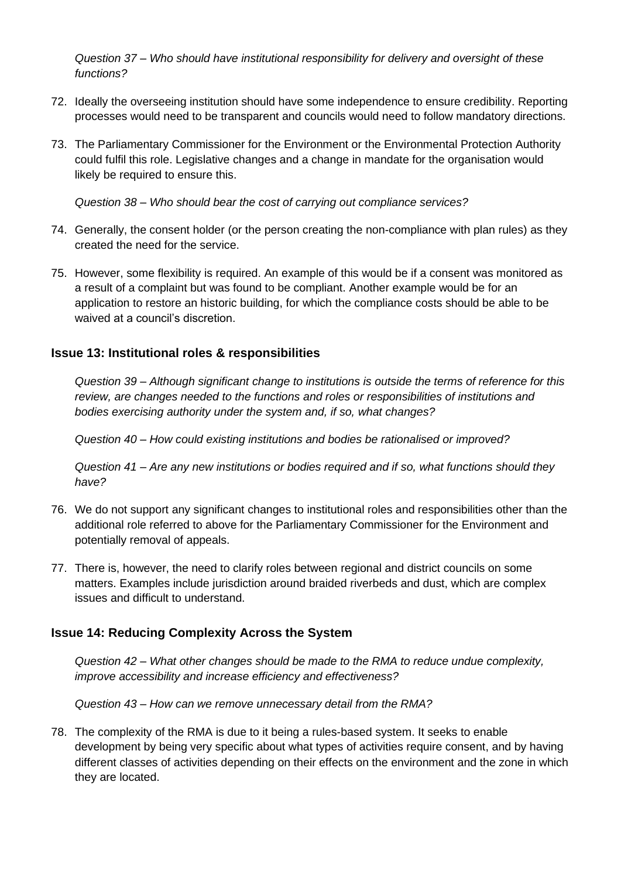*Question 37 – Who should have institutional responsibility for delivery and oversight of these functions?*

72. Ideally the overseeing institution should have some independence to ensure credibility. Reporting processes would need to be transparent and councils would need to follow mandatory directions.

73. The Parliamentary Commissioner for the Environment or the Environmental Protection Authority could fulfil this role. Legislative changes and a change in mandate for the organisation would likely be required to ensure this.

*Question 38 – Who should bear the cost of carrying out compliance services?*

74. Generally, the consent holder (or the person creating the non-compliance with plan rules) as they created the need for the service.

75. However, some flexibility is required. An example of this would be if a consent was monitored as a result of a complaint but was found to be compliant. Another example would be for an application to restore an historic building, for which the compliance costs should be able to be waived at a council's discretion.

### Issue 13: Institutional roles & responsibilities

*Question 39 – Although significant change to institutions is outside the terms of reference for this review, are changes needed to the functions and roles or responsibilities of institutions and bodies exercising authority under the system and, if so, what changes?*

*Question 40 – How could existing institutions and bodies be rationalised or improved?*

*Question 41 – Are any new institutions or bodies required and if so, what functions should they have?*

76. We do not support any significant changes to institutional roles and responsibilities other than the additional role referred to above for the Parliamentary Commissioner for the Environment and potentially removal of appeals.

77. There is, however, the need to clarify roles between regional and district councils on some matters. Examples include jurisdiction around braided riverbeds and dust, which are complex issues and difficult to understand.

### Issue 14: Reducing Complexity Across the System

*Question 42 – What other changes should be made to the RMA to reduce undue complexity, improve accessibility and increase efficiency and effectiveness?*

*Question 43 – How can we remove unnecessary detail from the RMA?*

78. The complexity of the RMA is due to it being a rules-based system. It seeks to enable development by being very specific about what types of activities require consent, and by having different classes of activities depending on their effects on the environment and the zone in which they are located.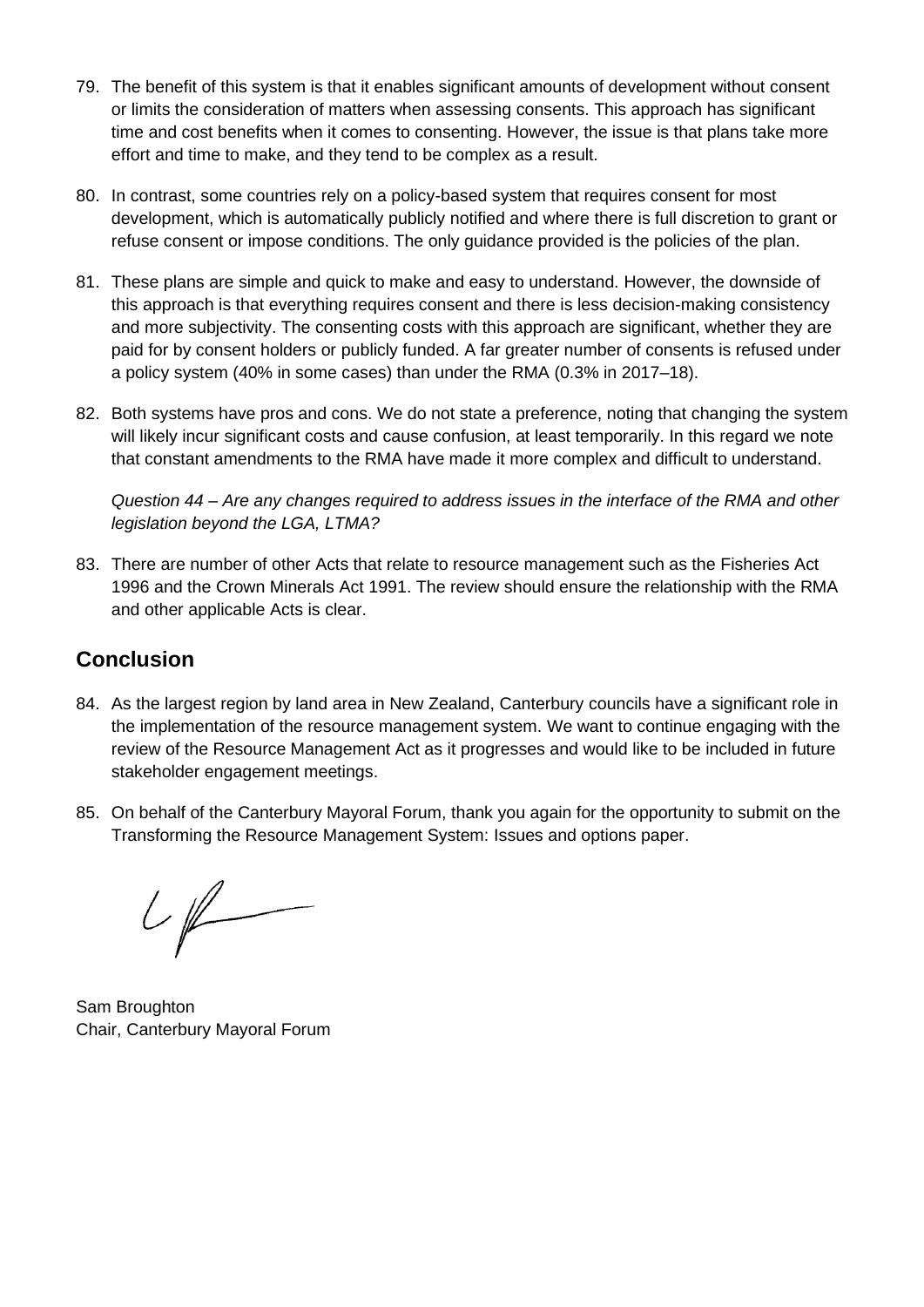79. The benefit of this system is that it enables significant amounts of development without consent or limits the consideration of matters when assessing consents. This approach has significant time and cost benefits when it comes to consenting. However, the issue is that plans take more effort and time to make, and they tend to be complex as a result.

80. In contrast, some countries rely on a policy-based system that requires consent for most development, which is automatically publicly notified and where there is full discretion to grant or refuse consent or impose conditions. The only guidance provided is the policies of the plan.

81. These plans are simple and quick to make and easy to understand. However, the downside of this approach is that everything requires consent and there is less decision-making consistency and more subjectivity. The consenting costs with this approach are significant, whether they are paid for by consent holders or publicly funded. A far greater number of consents is refused under a policy system (40% in some cases) than under the RMA (0.3% in 2017–18).

82. Both systems have pros and cons. We do not state a preference, noting that changing the system will likely incur significant costs and cause confusion, at least temporarily. In this regard we note that constant amendments to the RMA have made it more complex and difficult to understand.

*Question 44 – Are any changes required to address issues in the interface of the RMA and other legislation beyond the LGA, LTMA?*

83. There are number of other Acts that relate to resource management such as the Fisheries Act 1996 and the Crown Minerals Act 1991. The review should ensure the relationship with the RMA and other applicable Acts is clear.

## Conclusion

84. As the largest region by land area in New Zealand, Canterbury councils have a significant role in the implementation of the resource management system. We want to continue engaging with the review of the Resource Management Act as it progresses and would like to be included in future stakeholder engagement meetings.

85. On behalf of the Canterbury Mayoral Forum, thank you again for the opportunity to submit on the Transforming the Resource Management System: Issues and options paper.

Sam Broughton
Chair, Canterbury Mayoral Forum